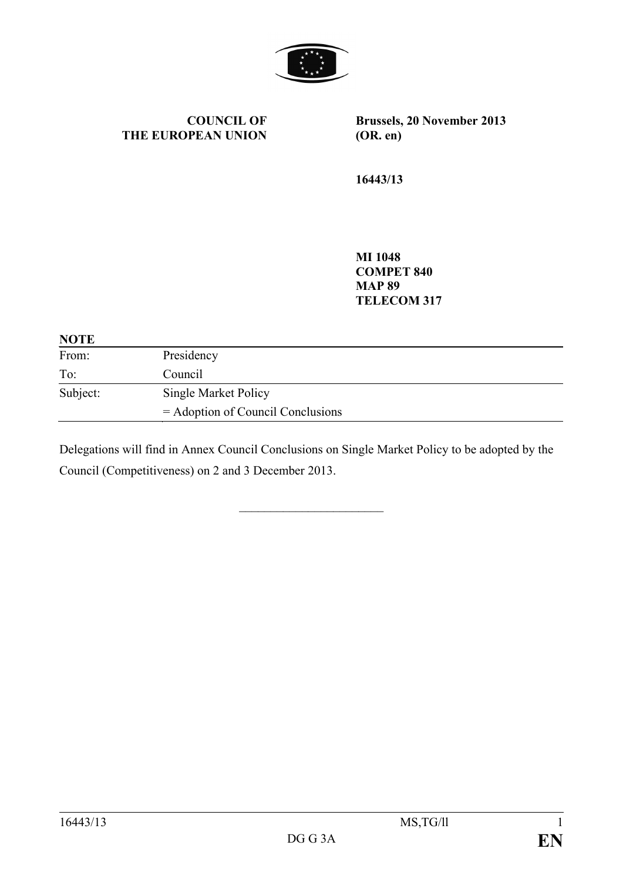**COUNCIL OF THE EUROPEAN UNION**

**Brussels, 20 November 2013 (OR. en)**

**16443/13**

**MI 1048**
**COMPET 840**
**MAP 89**
**TELECOM 317**

**NOTE**

| | |
|---|---|
| From: | Presidency |
| To: | Council |
| Subject: | Single Market Policy<br>= Adoption of Council Conclusions |

Delegations will find in Annex Council Conclusions on Single Market Policy to be adopted by the Council (Competitiveness) on 2 and 3 December 2013.

________________________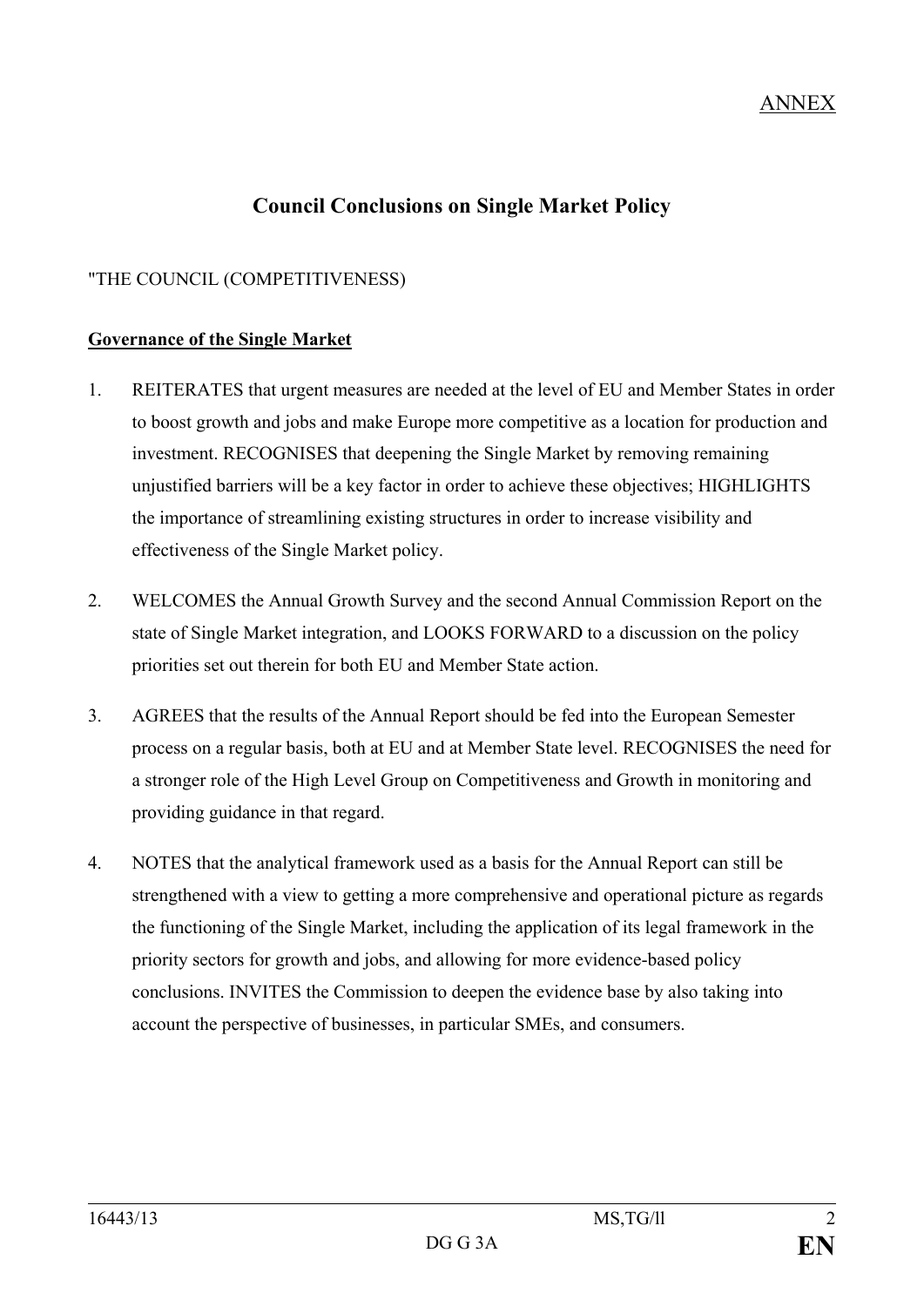ANNEX

# Council Conclusions on Single Market Policy

"THE COUNCIL (COMPETITIVENESS)

**Governance of the Single Market**

1. REITERATES that urgent measures are needed at the level of EU and Member States in order to boost growth and jobs and make Europe more competitive as a location for production and investment. RECOGNISES that deepening the Single Market by removing remaining unjustified barriers will be a key factor in order to achieve these objectives; HIGHLIGHTS the importance of streamlining existing structures in order to increase visibility and effectiveness of the Single Market policy.

2. WELCOMES the Annual Growth Survey and the second Annual Commission Report on the state of Single Market integration, and LOOKS FORWARD to a discussion on the policy priorities set out therein for both EU and Member State action.

3. AGREES that the results of the Annual Report should be fed into the European Semester process on a regular basis, both at EU and at Member State level. RECOGNISES the need for a stronger role of the High Level Group on Competitiveness and Growth in monitoring and providing guidance in that regard.

4. NOTES that the analytical framework used as a basis for the Annual Report can still be strengthened with a view to getting a more comprehensive and operational picture as regards the functioning of the Single Market, including the application of its legal framework in the priority sectors for growth and jobs, and allowing for more evidence-based policy conclusions. INVITES the Commission to deepen the evidence base by also taking into account the perspective of businesses, in particular SMEs, and consumers.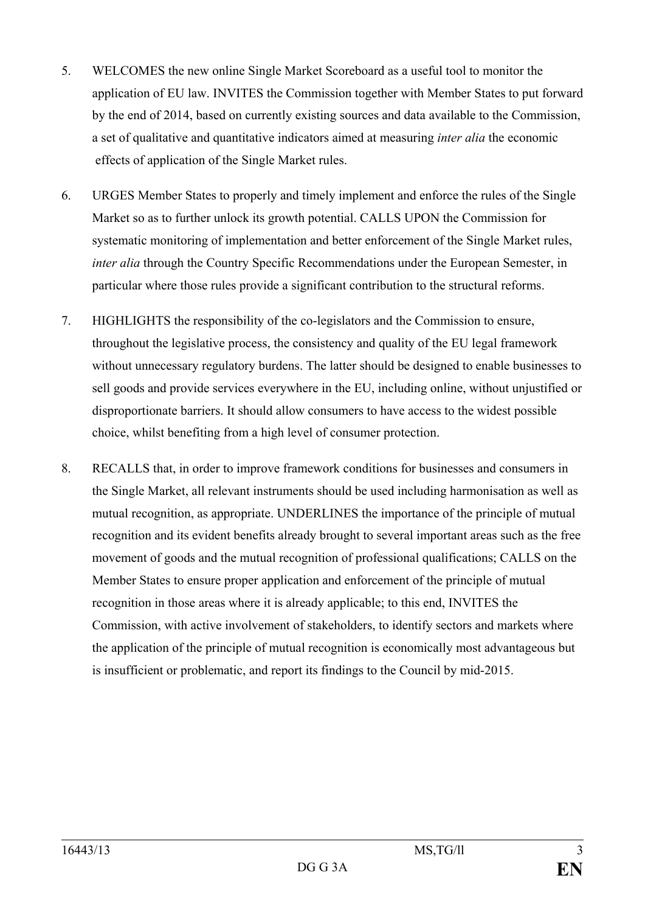5. WELCOMES the new online Single Market Scoreboard as a useful tool to monitor the application of EU law. INVITES the Commission together with Member States to put forward by the end of 2014, based on currently existing sources and data available to the Commission, a set of qualitative and quantitative indicators aimed at measuring *inter alia* the economic effects of application of the Single Market rules.

6. URGES Member States to properly and timely implement and enforce the rules of the Single Market so as to further unlock its growth potential. CALLS UPON the Commission for systematic monitoring of implementation and better enforcement of the Single Market rules, *inter alia* through the Country Specific Recommendations under the European Semester, in particular where those rules provide a significant contribution to the structural reforms.

7. HIGHLIGHTS the responsibility of the co-legislators and the Commission to ensure, throughout the legislative process, the consistency and quality of the EU legal framework without unnecessary regulatory burdens. The latter should be designed to enable businesses to sell goods and provide services everywhere in the EU, including online, without unjustified or disproportionate barriers. It should allow consumers to have access to the widest possible choice, whilst benefiting from a high level of consumer protection.

8. RECALLS that, in order to improve framework conditions for businesses and consumers in the Single Market, all relevant instruments should be used including harmonisation as well as mutual recognition, as appropriate. UNDERLINES the importance of the principle of mutual recognition and its evident benefits already brought to several important areas such as the free movement of goods and the mutual recognition of professional qualifications; CALLS on the Member States to ensure proper application and enforcement of the principle of mutual recognition in those areas where it is already applicable; to this end, INVITES the Commission, with active involvement of stakeholders, to identify sectors and markets where the application of the principle of mutual recognition is economically most advantageous but is insufficient or problematic, and report its findings to the Council by mid-2015.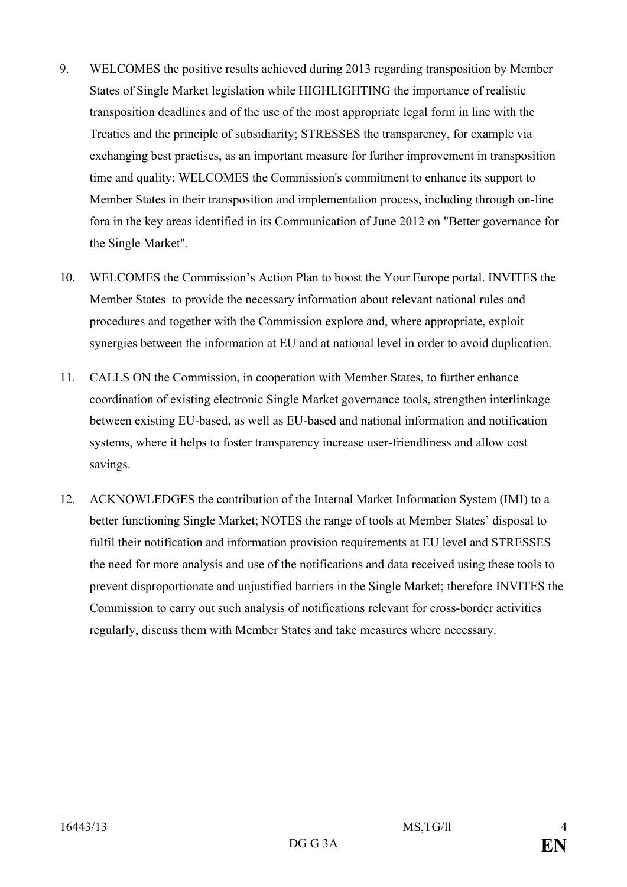9. WELCOMES the positive results achieved during 2013 regarding transposition by Member States of Single Market legislation while HIGHLIGHTING the importance of realistic transposition deadlines and of the use of the most appropriate legal form in line with the Treaties and the principle of subsidiarity; STRESSES the transparency, for example via exchanging best practises, as an important measure for further improvement in transposition time and quality; WELCOMES the Commission's commitment to enhance its support to Member States in their transposition and implementation process, including through on-line fora in the key areas identified in its Communication of June 2012 on "Better governance for the Single Market".

10. WELCOMES the Commission's Action Plan to boost the Your Europe portal. INVITES the Member States to provide the necessary information about relevant national rules and procedures and together with the Commission explore and, where appropriate, exploit synergies between the information at EU and at national level in order to avoid duplication.

11. CALLS ON the Commission, in cooperation with Member States, to further enhance coordination of existing electronic Single Market governance tools, strengthen interlinkage between existing EU-based, as well as EU-based and national information and notification systems, where it helps to foster transparency increase user-friendliness and allow cost savings.

12. ACKNOWLEDGES the contribution of the Internal Market Information System (IMI) to a better functioning Single Market; NOTES the range of tools at Member States' disposal to fulfil their notification and information provision requirements at EU level and STRESSES the need for more analysis and use of the notifications and data received using these tools to prevent disproportionate and unjustified barriers in the Single Market; therefore INVITES the Commission to carry out such analysis of notifications relevant for cross-border activities regularly, discuss them with Member States and take measures where necessary.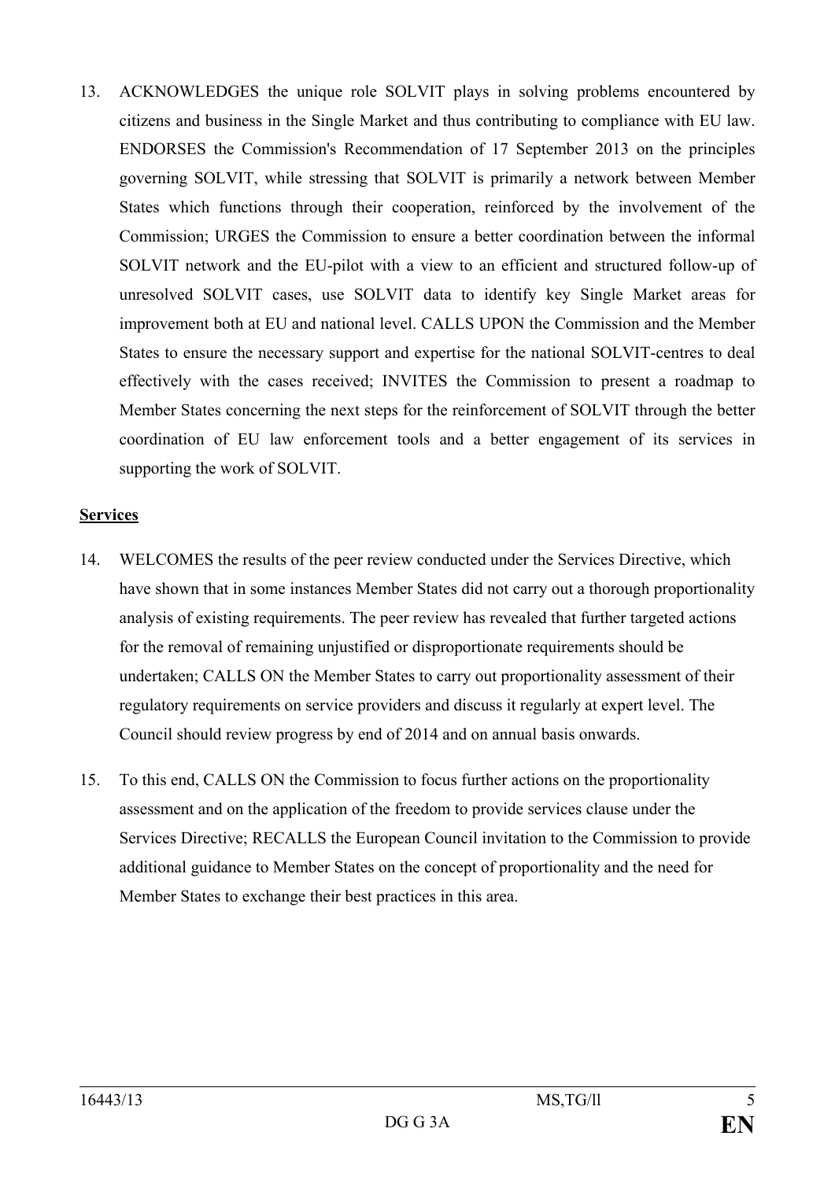13. ACKNOWLEDGES the unique role SOLVIT plays in solving problems encountered by citizens and business in the Single Market and thus contributing to compliance with EU law. ENDORSES the Commission's Recommendation of 17 September 2013 on the principles governing SOLVIT, while stressing that SOLVIT is primarily a network between Member States which functions through their cooperation, reinforced by the involvement of the Commission; URGES the Commission to ensure a better coordination between the informal SOLVIT network and the EU-pilot with a view to an efficient and structured follow-up of unresolved SOLVIT cases, use SOLVIT data to identify key Single Market areas for improvement both at EU and national level. CALLS UPON the Commission and the Member States to ensure the necessary support and expertise for the national SOLVIT-centres to deal effectively with the cases received; INVITES the Commission to present a roadmap to Member States concerning the next steps for the reinforcement of SOLVIT through the better coordination of EU law enforcement tools and a better engagement of its services in supporting the work of SOLVIT.

**Services**

14. WELCOMES the results of the peer review conducted under the Services Directive, which have shown that in some instances Member States did not carry out a thorough proportionality analysis of existing requirements. The peer review has revealed that further targeted actions for the removal of remaining unjustified or disproportionate requirements should be undertaken; CALLS ON the Member States to carry out proportionality assessment of their regulatory requirements on service providers and discuss it regularly at expert level. The Council should review progress by end of 2014 and on annual basis onwards.

15. To this end, CALLS ON the Commission to focus further actions on the proportionality assessment and on the application of the freedom to provide services clause under the Services Directive; RECALLS the European Council invitation to the Commission to provide additional guidance to Member States on the concept of proportionality and the need for Member States to exchange their best practices in this area.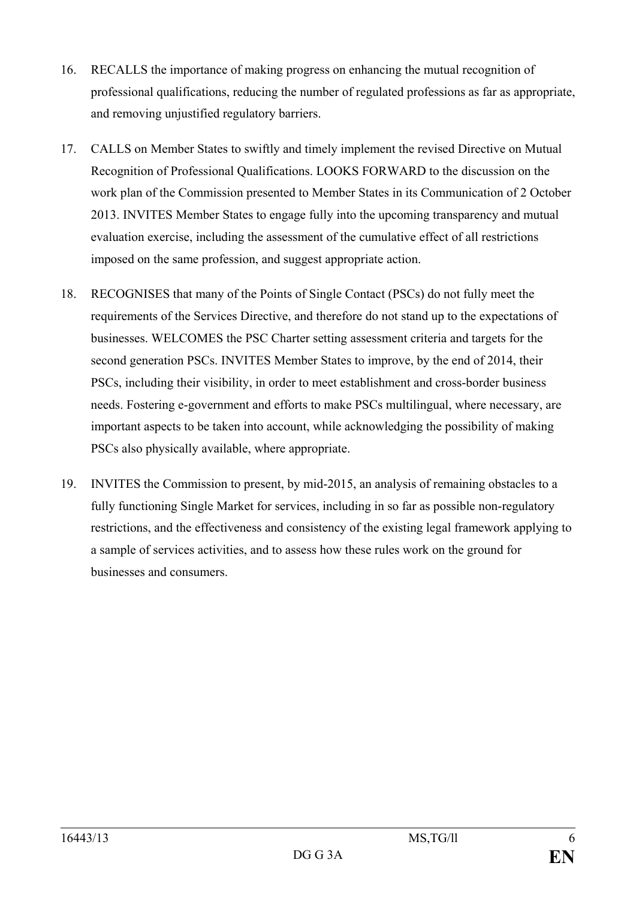16. RECALLS the importance of making progress on enhancing the mutual recognition of professional qualifications, reducing the number of regulated professions as far as appropriate, and removing unjustified regulatory barriers.

17. CALLS on Member States to swiftly and timely implement the revised Directive on Mutual Recognition of Professional Qualifications. LOOKS FORWARD to the discussion on the work plan of the Commission presented to Member States in its Communication of 2 October 2013. INVITES Member States to engage fully into the upcoming transparency and mutual evaluation exercise, including the assessment of the cumulative effect of all restrictions imposed on the same profession, and suggest appropriate action.

18. RECOGNISES that many of the Points of Single Contact (PSCs) do not fully meet the requirements of the Services Directive, and therefore do not stand up to the expectations of businesses. WELCOMES the PSC Charter setting assessment criteria and targets for the second generation PSCs. INVITES Member States to improve, by the end of 2014, their PSCs, including their visibility, in order to meet establishment and cross-border business needs. Fostering e-government and efforts to make PSCs multilingual, where necessary, are important aspects to be taken into account, while acknowledging the possibility of making PSCs also physically available, where appropriate.

19. INVITES the Commission to present, by mid-2015, an analysis of remaining obstacles to a fully functioning Single Market for services, including in so far as possible non-regulatory restrictions, and the effectiveness and consistency of the existing legal framework applying to a sample of services activities, and to assess how these rules work on the ground for businesses and consumers.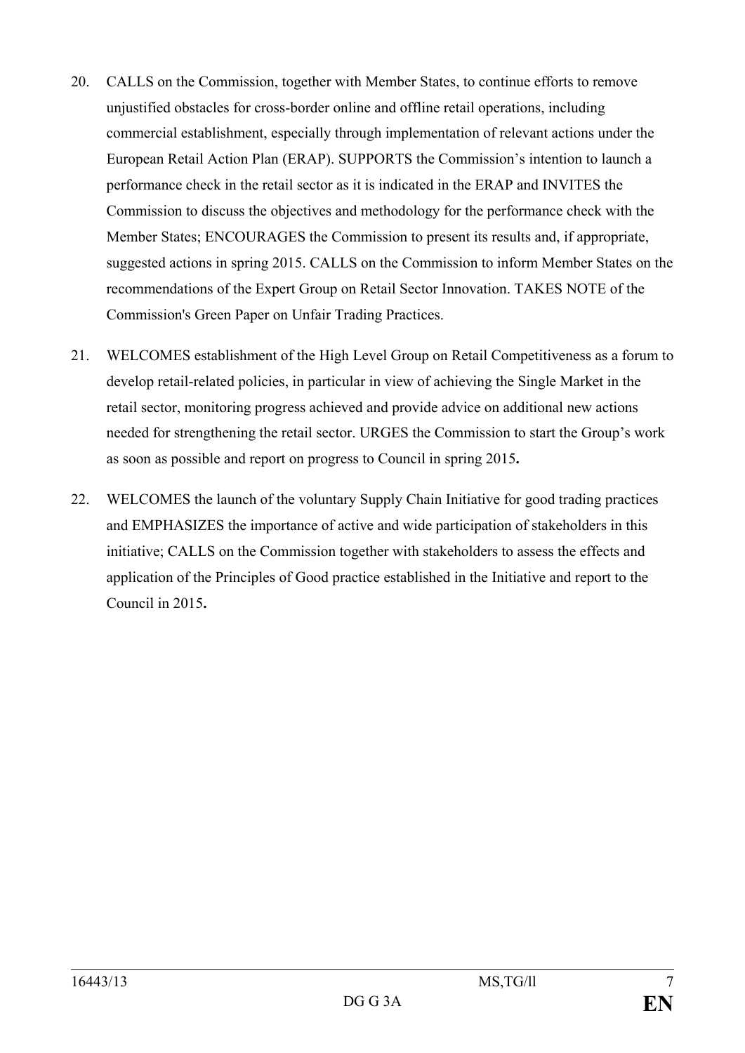20. CALLS on the Commission, together with Member States, to continue efforts to remove unjustified obstacles for cross-border online and offline retail operations, including commercial establishment, especially through implementation of relevant actions under the European Retail Action Plan (ERAP). SUPPORTS the Commission's intention to launch a performance check in the retail sector as it is indicated in the ERAP and INVITES the Commission to discuss the objectives and methodology for the performance check with the Member States; ENCOURAGES the Commission to present its results and, if appropriate, suggested actions in spring 2015. CALLS on the Commission to inform Member States on the recommendations of the Expert Group on Retail Sector Innovation. TAKES NOTE of the Commission's Green Paper on Unfair Trading Practices.

21. WELCOMES establishment of the High Level Group on Retail Competitiveness as a forum to develop retail-related policies, in particular in view of achieving the Single Market in the retail sector, monitoring progress achieved and provide advice on additional new actions needed for strengthening the retail sector. URGES the Commission to start the Group's work as soon as possible and report on progress to Council in spring 2015**.**

22. WELCOMES the launch of the voluntary Supply Chain Initiative for good trading practices and EMPHASIZES the importance of active and wide participation of stakeholders in this initiative; CALLS on the Commission together with stakeholders to assess the effects and application of the Principles of Good practice established in the Initiative and report to the Council in 2015**.**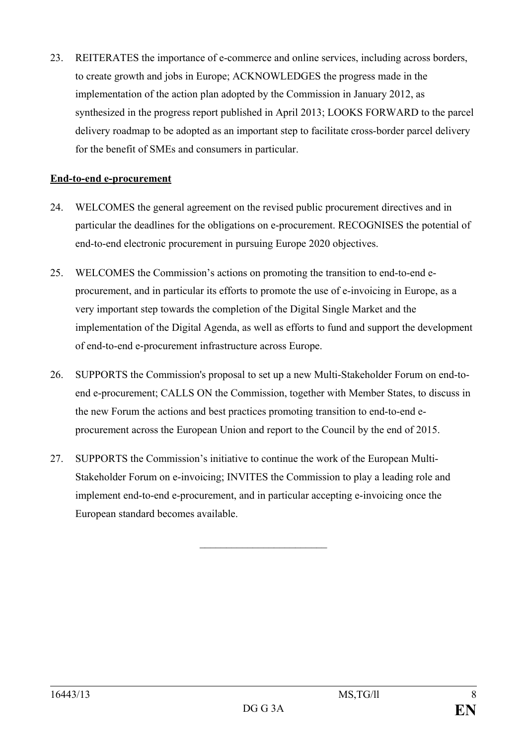23. REITERATES the importance of e-commerce and online services, including across borders, to create growth and jobs in Europe; ACKNOWLEDGES the progress made in the implementation of the action plan adopted by the Commission in January 2012, as synthesized in the progress report published in April 2013; LOOKS FORWARD to the parcel delivery roadmap to be adopted as an important step to facilitate cross-border parcel delivery for the benefit of SMEs and consumers in particular.

**End-to-end e-procurement**

24. WELCOMES the general agreement on the revised public procurement directives and in particular the deadlines for the obligations on e-procurement. RECOGNISES the potential of end-to-end electronic procurement in pursuing Europe 2020 objectives.

25. WELCOMES the Commission's actions on promoting the transition to end-to-end e-procurement, and in particular its efforts to promote the use of e-invoicing in Europe, as a very important step towards the completion of the Digital Single Market and the implementation of the Digital Agenda, as well as efforts to fund and support the development of end-to-end e-procurement infrastructure across Europe.

26. SUPPORTS the Commission's proposal to set up a new Multi-Stakeholder Forum on end-to-end e-procurement; CALLS ON the Commission, together with Member States, to discuss in the new Forum the actions and best practices promoting transition to end-to-end e-procurement across the European Union and report to the Council by the end of 2015.

27. SUPPORTS the Commission's initiative to continue the work of the European Multi-Stakeholder Forum on e-invoicing; INVITES the Commission to play a leading role and implement end-to-end e-procurement, and in particular accepting e-invoicing once the European standard becomes available.

\_\_\_\_\_\_\_\_\_\_\_\_\_\_\_\_\_\_\_\_\_\_\_\_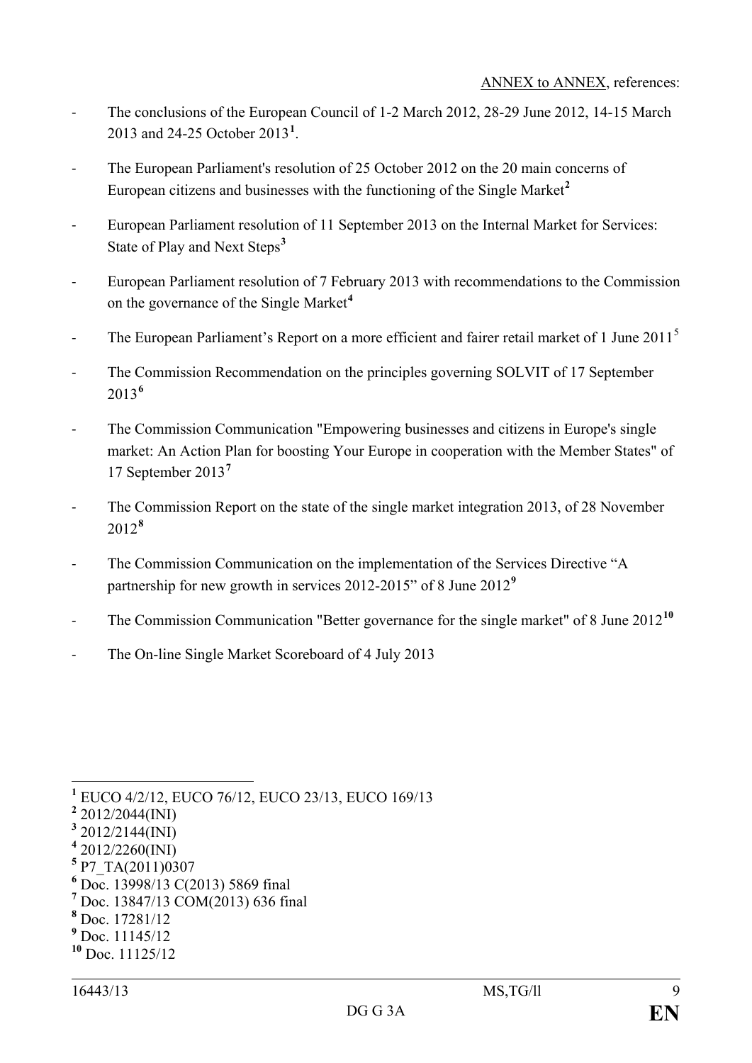ANNEX to ANNEX, references:

- The conclusions of the European Council of 1-2 March 2012, 28-29 June 2012, 14-15 March 2013 and 24-25 October 2013[1].
- The European Parliament's resolution of 25 October 2012 on the 20 main concerns of European citizens and businesses with the functioning of the Single Market[2]
- European Parliament resolution of 11 September 2013 on the Internal Market for Services: State of Play and Next Steps[3]
- European Parliament resolution of 7 February 2013 with recommendations to the Commission on the governance of the Single Market[4]
- The European Parliament's Report on a more efficient and fairer retail market of 1 June 2011[5]
- The Commission Recommendation on the principles governing SOLVIT of 17 September 2013[6]
- The Commission Communication "Empowering businesses and citizens in Europe's single market: An Action Plan for boosting Your Europe in cooperation with the Member States" of 17 September 2013[7]
- The Commission Report on the state of the single market integration 2013, of 28 November 2012[8]
- The Commission Communication on the implementation of the Services Directive "A partnership for new growth in services 2012-2015" of 8 June 2012[9]
- The Commission Communication "Better governance for the single market" of 8 June 2012[10]
- The On-line Single Market Scoreboard of 4 July 2013

---

[1] EUCO 4/2/12, EUCO 76/12, EUCO 23/13, EUCO 169/13
[2] 2012/2044(INI)
[3] 2012/2144(INI)
[4] 2012/2260(INI)
[5] P7_TA(2011)0307
[6] Doc. 13998/13 C(2013) 5869 final
[7] Doc. 13847/13 COM(2013) 636 final
[8] Doc. 17281/12
[9] Doc. 11145/12
[10] Doc. 11125/12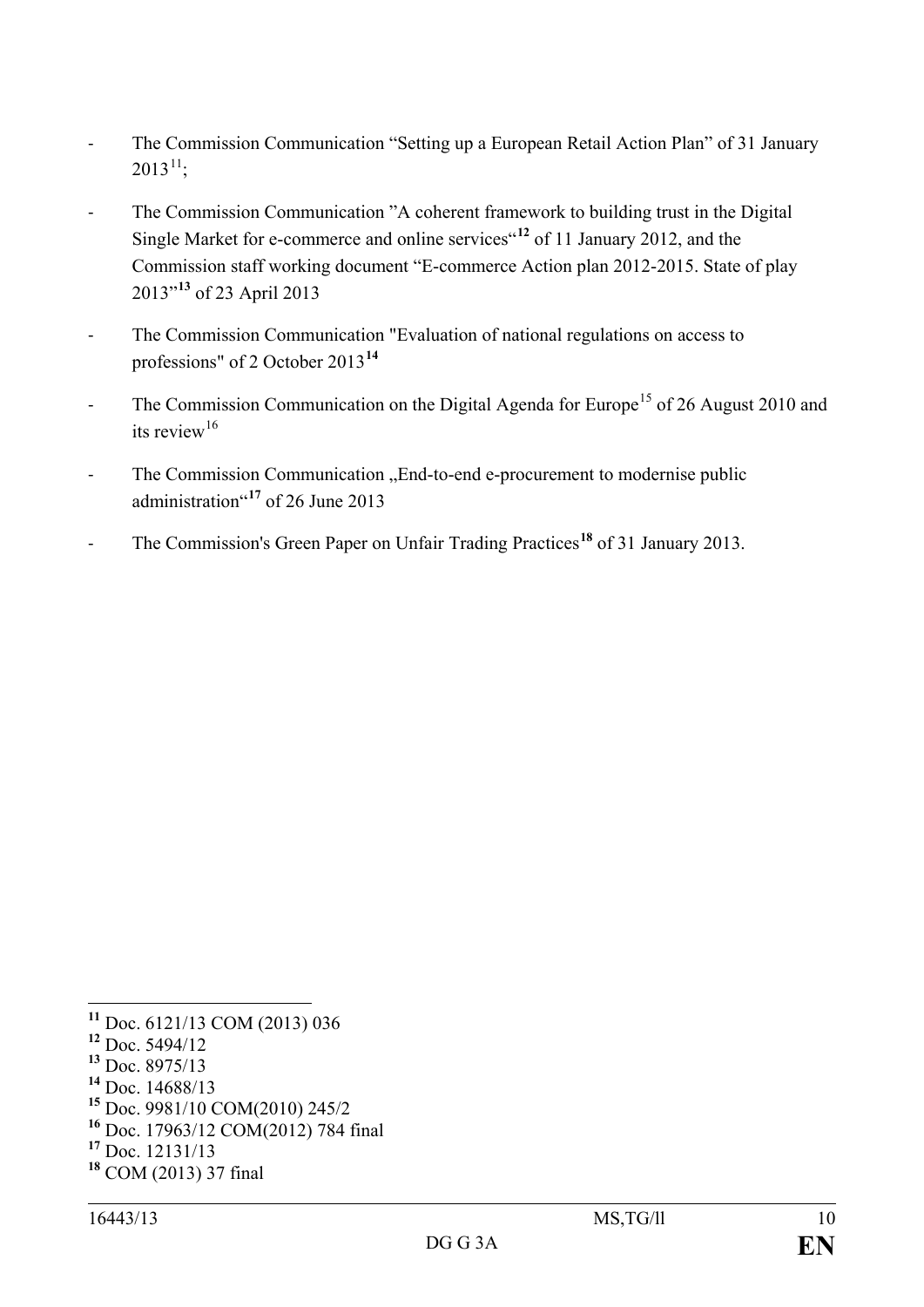- The Commission Communication "Setting up a European Retail Action Plan" of 31 January 2013[11];
- The Commission Communication "A coherent framework to building trust in the Digital Single Market for e-commerce and online services"[12] of 11 January 2012, and the Commission staff working document "E-commerce Action plan 2012-2015. State of play 2013"[13] of 23 April 2013
- The Commission Communication "Evaluation of national regulations on access to professions" of 2 October 2013[14]
- The Commission Communication on the Digital Agenda for Europe[15] of 26 August 2010 and its review[16]
- The Commission Communication „End-to-end e-procurement to modernise public administration"[17] of 26 June 2013
- The Commission's Green Paper on Unfair Trading Practices[18] of 31 January 2013.

---

[11] Doc. 6121/13 COM (2013) 036
[12] Doc. 5494/12
[13] Doc. 8975/13
[14] Doc. 14688/13
[15] Doc. 9981/10 COM(2010) 245/2
[16] Doc. 17963/12 COM(2012) 784 final
[17] Doc. 12131/13
[18] COM (2013) 37 final